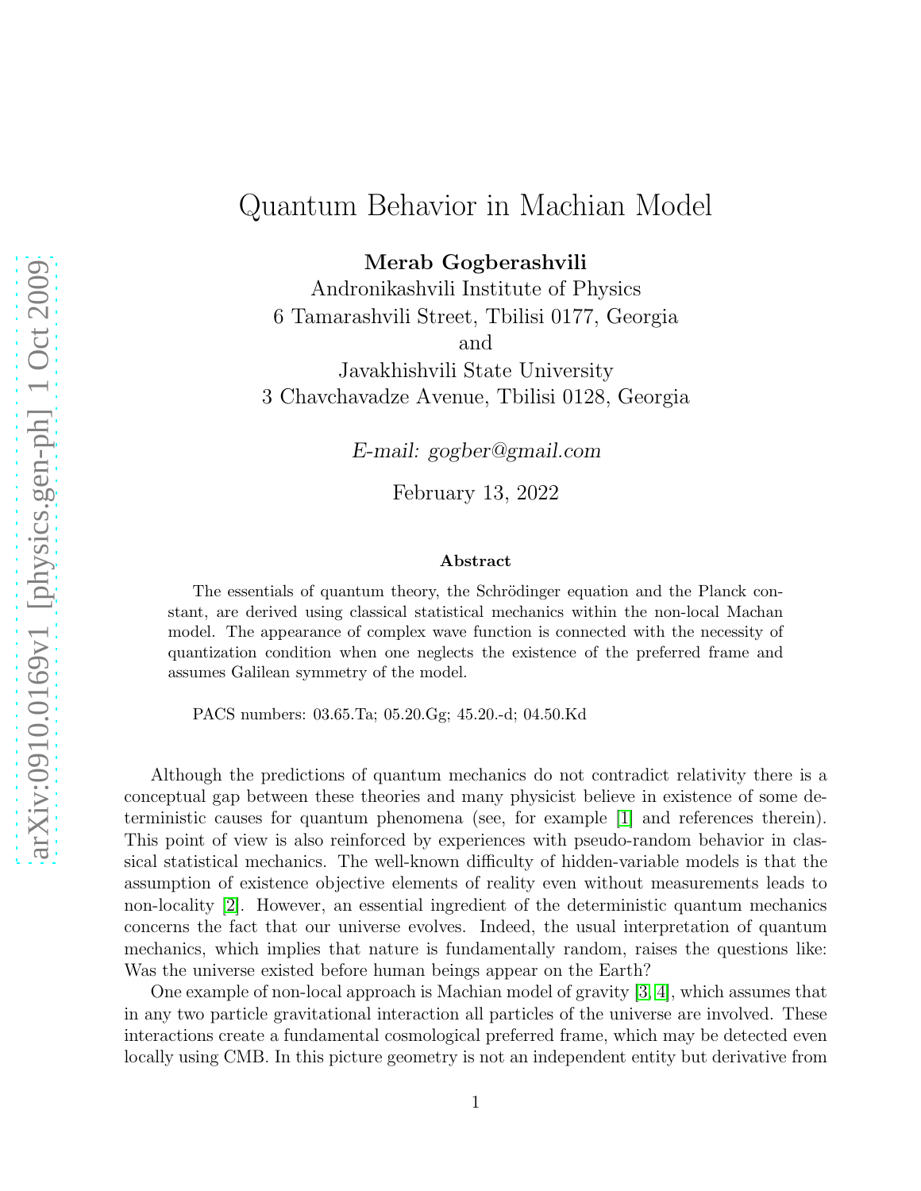# Quantum Behavior in Machian Model

**Merab Gogberashvili**
Andronikashvili Institute of Physics
6 Tamarashvili Street, Tbilisi 0177, Georgia
and
Javakhishvili State University
3 Chavchavadze Avenue, Tbilisi 0128, Georgia

*E-mail: gogber@gmail.com*

February 13, 2022

### Abstract

The essentials of quantum theory, the Schrödinger equation and the Planck constant, are derived using classical statistical mechanics within the non-local Machan model. The appearance of complex wave function is connected with the necessity of quantization condition when one neglects the existence of the preferred frame and assumes Galilean symmetry of the model.

PACS numbers: 03.65.Ta; 05.20.Gg; 45.20.-d; 04.50.Kd

Although the predictions of quantum mechanics do not contradict relativity there is a conceptual gap between these theories and many physicist believe in existence of some deterministic causes for quantum phenomena (see, for example [1] and references therein). This point of view is also reinforced by experiences with pseudo-random behavior in classical statistical mechanics. The well-known difficulty of hidden-variable models is that the assumption of existence objective elements of reality even without measurements leads to non-locality [2]. However, an essential ingredient of the deterministic quantum mechanics concerns the fact that our universe evolves. Indeed, the usual interpretation of quantum mechanics, which implies that nature is fundamentally random, raises the questions like: Was the universe existed before human beings appear on the Earth?

One example of non-local approach is Machian model of gravity [3, 4], which assumes that in any two particle gravitational interaction all particles of the universe are involved. These interactions create a fundamental cosmological preferred frame, which may be detected even locally using CMB. In this picture geometry is not an independent entity but derivative from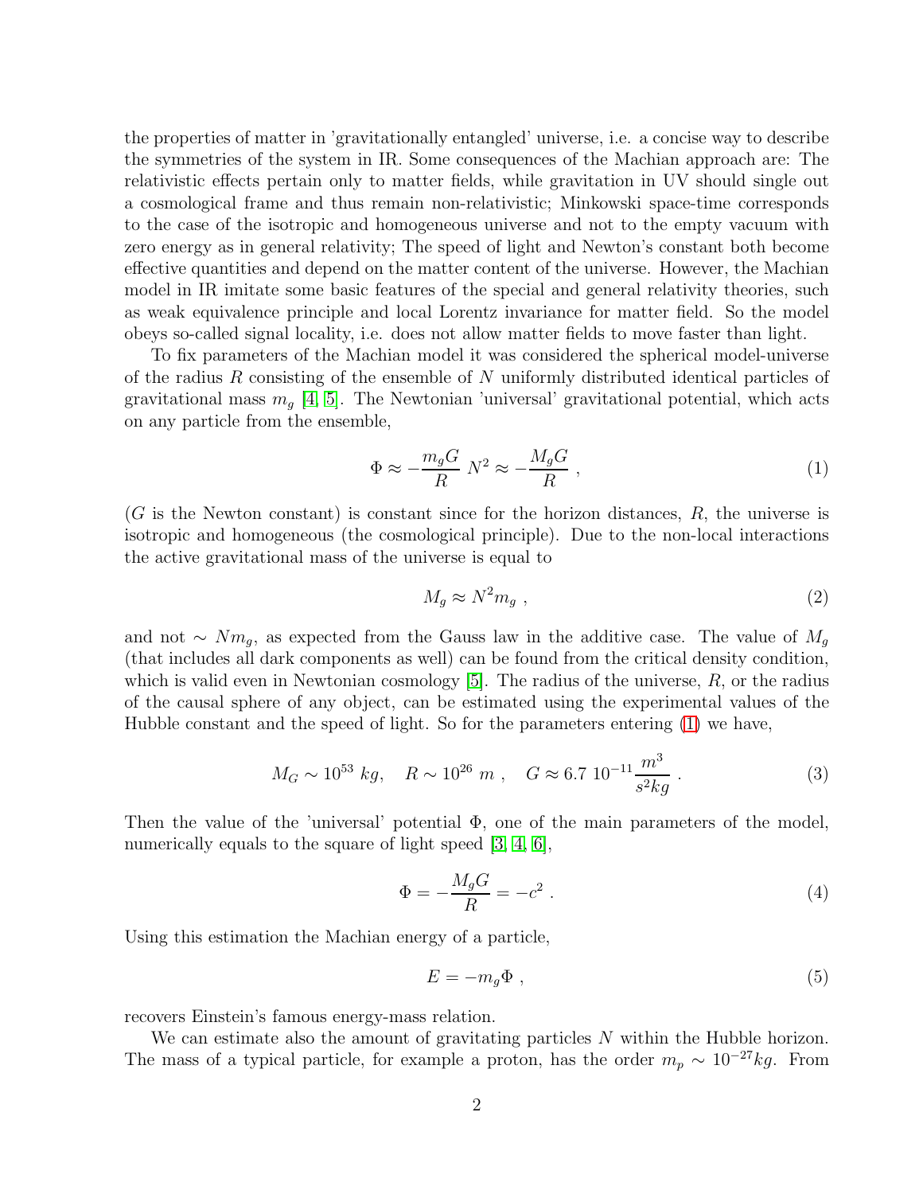the properties of matter in 'gravitationally entangled' universe, i.e. a concise way to describe the symmetries of the system in IR. Some consequences of the Machian approach are: The relativistic effects pertain only to matter fields, while gravitation in UV should single out a cosmological frame and thus remain non-relativistic; Minkowski space-time corresponds to the case of the isotropic and homogeneous universe and not to the empty vacuum with zero energy as in general relativity; The speed of light and Newton's constant both become effective quantities and depend on the matter content of the universe. However, the Machian model in IR imitate some basic features of the special and general relativity theories, such as weak equivalence principle and local Lorentz invariance for matter field. So the model obeys so-called signal locality, i.e. does not allow matter fields to move faster than light.

To fix parameters of the Machian model it was considered the spherical model-universe of the radius $R$ consisting of the ensemble of $N$ uniformly distributed identical particles of gravitational mass $m_g$ [4, 5]. The Newtonian 'universal' gravitational potential, which acts on any particle from the ensemble,

$$\Phi \approx -\frac{m_g G}{R}\ N^2 \approx -\frac{M_g G}{R}\ , \tag{1}$$

($G$ is the Newton constant) is constant since for the horizon distances, $R$, the universe is isotropic and homogeneous (the cosmological principle). Due to the non-local interactions the active gravitational mass of the universe is equal to

$$M_g \approx N^2 m_g\ , \tag{2}$$

and not $\sim Nm_g$, as expected from the Gauss law in the additive case. The value of $M_g$ (that includes all dark components as well) can be found from the critical density condition, which is valid even in Newtonian cosmology [5]. The radius of the universe, $R$, or the radius of the causal sphere of any object, can be estimated using the experimental values of the Hubble constant and the speed of light. So for the parameters entering (1) we have,

$$M_G \sim 10^{53}\ kg, \quad R \sim 10^{26}\ m\ , \quad G \approx 6.7\ 10^{-11}\frac{m^3}{s^2 kg}\ . \tag{3}$$

Then the value of the 'universal' potential $\Phi$, one of the main parameters of the model, numerically equals to the square of light speed [3, 4, 6],

$$\Phi = -\frac{M_g G}{R} = -c^2\ . \tag{4}$$

Using this estimation the Machian energy of a particle,

$$E = -m_g \Phi\ , \tag{5}$$

recovers Einstein's famous energy-mass relation.

We can estimate also the amount of gravitating particles $N$ within the Hubble horizon. The mass of a typical particle, for example a proton, has the order $m_p \sim 10^{-27} kg$. From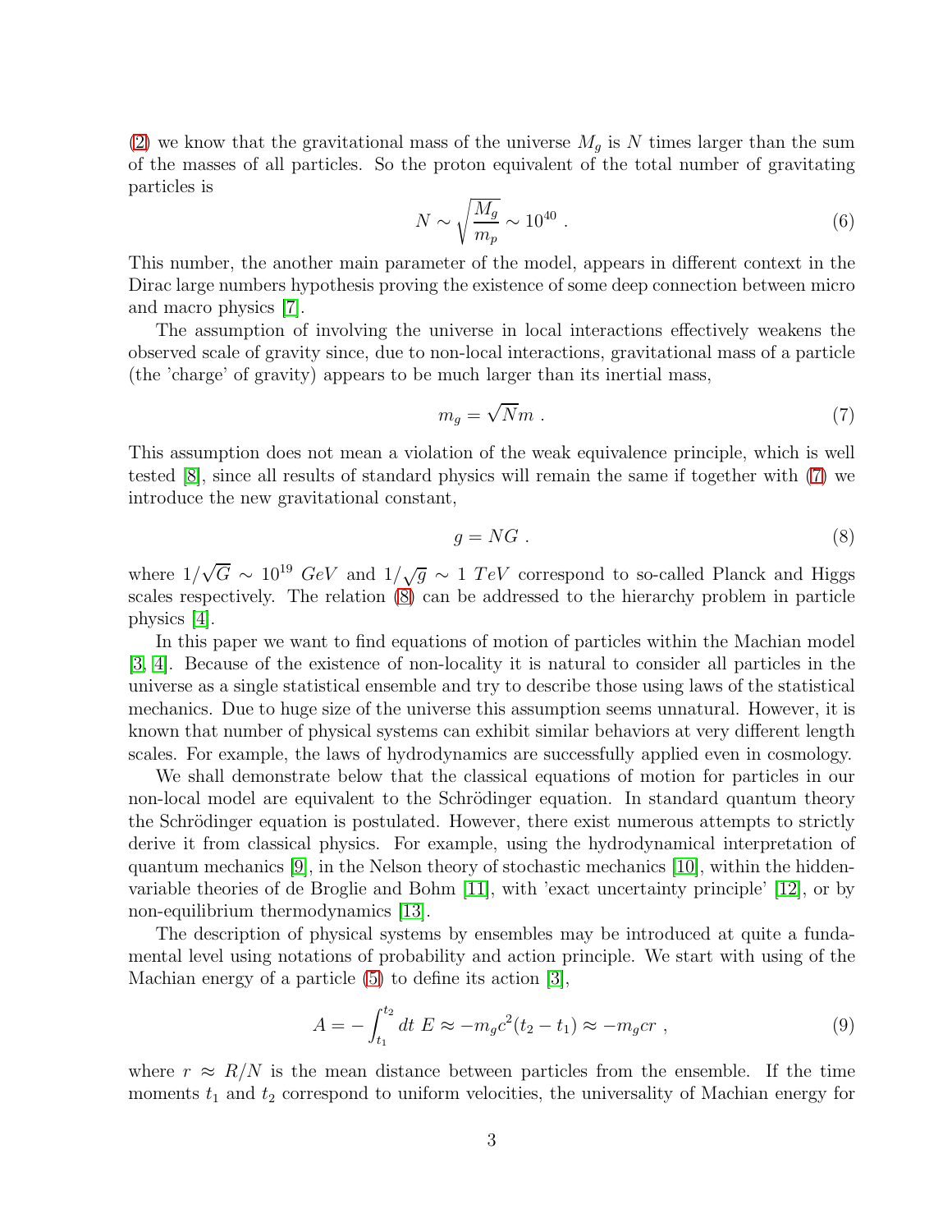(2) we know that the gravitational mass of the universe $M_g$ is $N$ times larger than the sum of the masses of all particles. So the proton equivalent of the total number of gravitating particles is

$$N \sim \sqrt{\frac{M_g}{m_p}} \sim 10^{40} \ . \tag{6}$$

This number, the another main parameter of the model, appears in different context in the Dirac large numbers hypothesis proving the existence of some deep connection between micro and macro physics [7].

The assumption of involving the universe in local interactions effectively weakens the observed scale of gravity since, due to non-local interactions, gravitational mass of a particle (the 'charge' of gravity) appears to be much larger than its inertial mass,

$$m_g = \sqrt{N} m \ . \tag{7}$$

This assumption does not mean a violation of the weak equivalence principle, which is well tested [8], since all results of standard physics will remain the same if together with (7) we introduce the new gravitational constant,

$$g = NG \ . \tag{8}$$

where $1/\sqrt{G} \sim 10^{19}\ GeV$ and $1/\sqrt{g} \sim 1\ TeV$ correspond to so-called Planck and Higgs scales respectively. The relation (8) can be addressed to the hierarchy problem in particle physics [4].

In this paper we want to find equations of motion of particles within the Machian model [3, 4]. Because of the existence of non-locality it is natural to consider all particles in the universe as a single statistical ensemble and try to describe those using laws of the statistical mechanics. Due to huge size of the universe this assumption seems unnatural. However, it is known that number of physical systems can exhibit similar behaviors at very different length scales. For example, the laws of hydrodynamics are successfully applied even in cosmology.

We shall demonstrate below that the classical equations of motion for particles in our non-local model are equivalent to the Schrödinger equation. In standard quantum theory the Schrödinger equation is postulated. However, there exist numerous attempts to strictly derive it from classical physics. For example, using the hydrodynamical interpretation of quantum mechanics [9], in the Nelson theory of stochastic mechanics [10], within the hidden-variable theories of de Broglie and Bohm [11], with 'exact uncertainty principle' [12], or by non-equilibrium thermodynamics [13].

The description of physical systems by ensembles may be introduced at quite a fundamental level using notations of probability and action principle. We start with using of the Machian energy of a particle (5) to define its action [3],

$$A = -\int_{t_1}^{t_2} dt\ E \approx -m_g c^2 (t_2 - t_1) \approx -m_g c r \ , \tag{9}$$

where $r \approx R/N$ is the mean distance between particles from the ensemble. If the time moments $t_1$ and $t_2$ correspond to uniform velocities, the universality of Machian energy for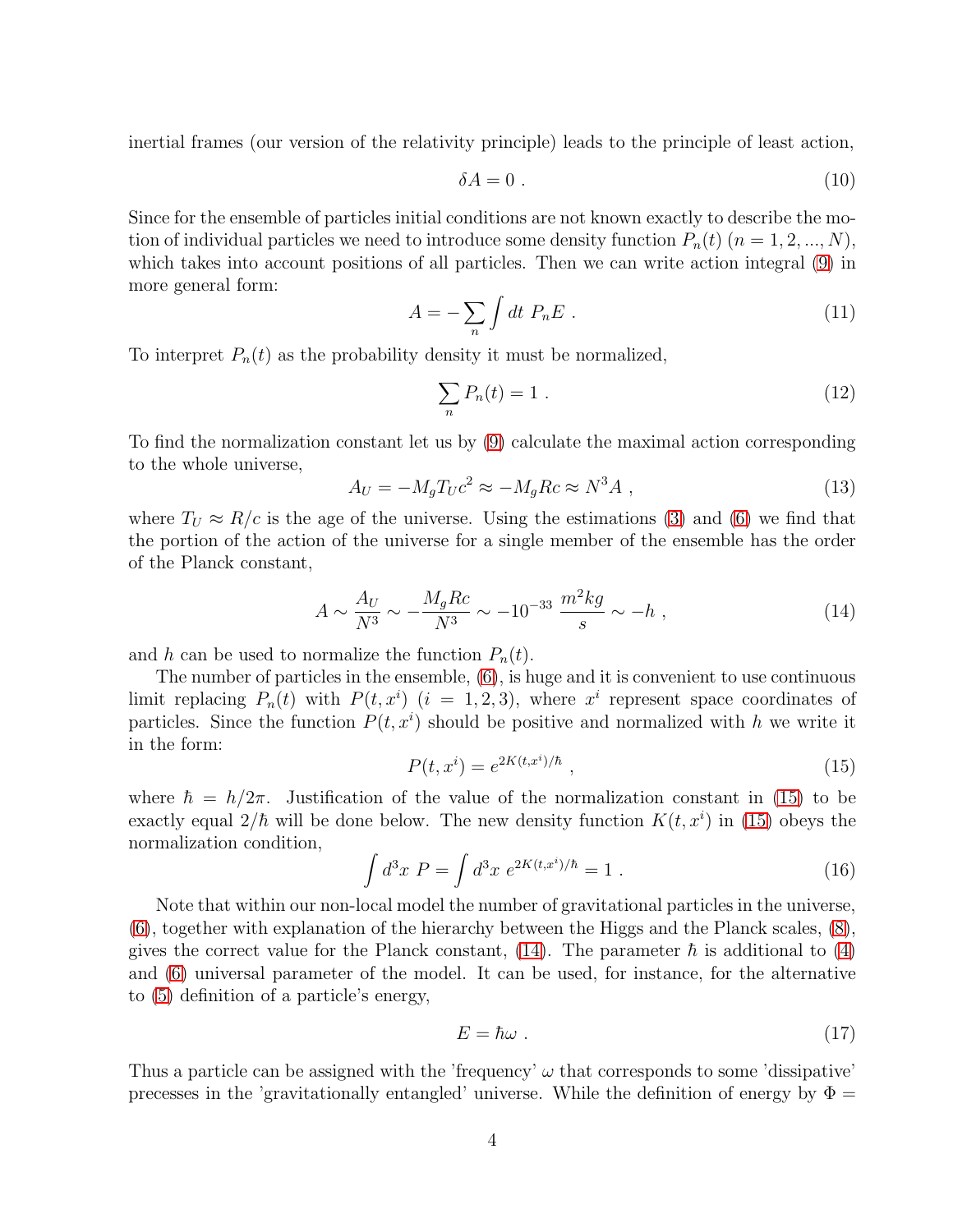inertial frames (our version of the relativity principle) leads to the principle of least action,

$$\delta A = 0 \ . \tag{10}$$

Since for the ensemble of particles initial conditions are not known exactly to describe the motion of individual particles we need to introduce some density function $P_n(t)$ $(n = 1, 2, ..., N)$, which takes into account positions of all particles. Then we can write action integral (9) in more general form:

$$A = -\sum_n \int dt \ P_n E \ . \tag{11}$$

To interpret $P_n(t)$ as the probability density it must be normalized,

$$\sum_n P_n(t) = 1 \ . \tag{12}$$

To find the normalization constant let us by (9) calculate the maximal action corresponding to the whole universe,

$$A_U = -M_g T_U c^2 \approx -M_g R c \approx N^3 A \ , \tag{13}$$

where $T_U \approx R/c$ is the age of the universe. Using the estimations (3) and (6) we find that the portion of the action of the universe for a single member of the ensemble has the order of the Planck constant,

$$A \sim \frac{A_U}{N^3} \sim -\frac{M_g R c}{N^3} \sim -10^{-33} \ \frac{m^2 kg}{s} \sim -h \ , \tag{14}$$

and $h$ can be used to normalize the function $P_n(t)$.

The number of particles in the ensemble, (6), is huge and it is convenient to use continuous limit replacing $P_n(t)$ with $P(t, x^i)$ $(i = 1, 2, 3)$, where $x^i$ represent space coordinates of particles. Since the function $P(t, x^i)$ should be positive and normalized with $h$ we write it in the form:

$$P(t, x^i) = e^{2K(t,x^i)/\hbar} \ , \tag{15}$$

where $\hbar = h/2\pi$. Justification of the value of the normalization constant in (15) to be exactly equal $2/\hbar$ will be done below. The new density function $K(t, x^i)$ in (15) obeys the normalization condition,

$$\int d^3x \ P = \int d^3x \ e^{2K(t,x^i)/\hbar} = 1 \ . \tag{16}$$

Note that within our non-local model the number of gravitational particles in the universe, (6), together with explanation of the hierarchy between the Higgs and the Planck scales, (8), gives the correct value for the Planck constant, (14). The parameter $\hbar$ is additional to (4) and (6) universal parameter of the model. It can be used, for instance, for the alternative to (5) definition of a particle's energy,

$$E = \hbar \omega \ . \tag{17}$$

Thus a particle can be assigned with the 'frequency' $\omega$ that corresponds to some 'dissipative' precesses in the 'gravitationally entangled' universe. While the definition of energy by $\Phi =$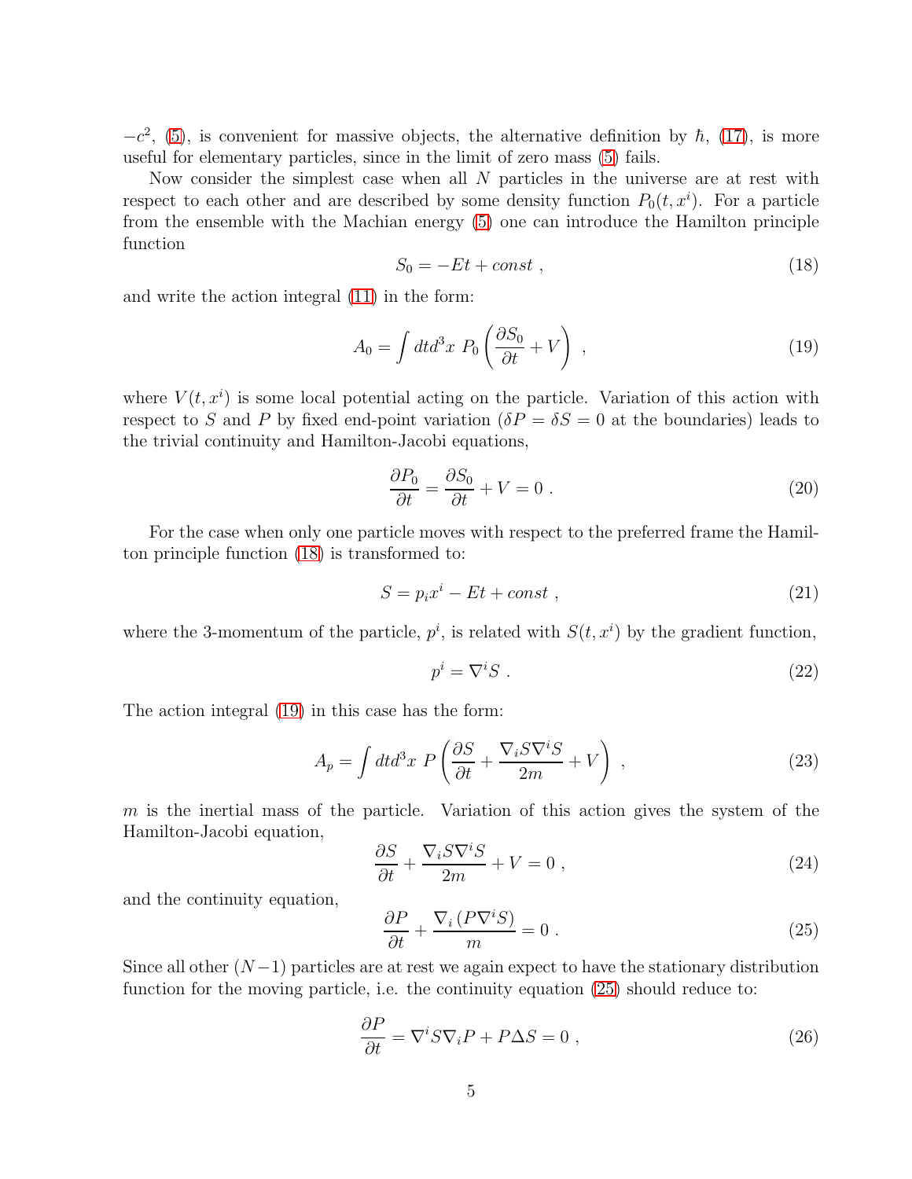$-c^2$, (5), is convenient for massive objects, the alternative definition by $\hbar$, (17), is more useful for elementary particles, since in the limit of zero mass (5) fails.

Now consider the simplest case when all $N$ particles in the universe are at rest with respect to each other and are described by some density function $P_0(t, x^i)$. For a particle from the ensemble with the Machian energy (5) one can introduce the Hamilton principle function

$$
S_0 = -Et + const \ , \tag{18}
$$

and write the action integral (11) in the form:

$$
A_0 = \int dt d^3x \ P_0 \left( \frac{\partial S_0}{\partial t} + V \right) \ , \tag{19}
$$

where $V(t, x^i)$ is some local potential acting on the particle. Variation of this action with respect to $S$ and $P$ by fixed end-point variation ($\delta P = \delta S = 0$ at the boundaries) leads to the trivial continuity and Hamilton-Jacobi equations,

$$
\frac{\partial P_0}{\partial t} = \frac{\partial S_0}{\partial t} + V = 0 \ . \tag{20}
$$

For the case when only one particle moves with respect to the preferred frame the Hamilton principle function (18) is transformed to:

$$
S = p_i x^i - Et + const \ , \tag{21}
$$

where the 3-momentum of the particle, $p^i$, is related with $S(t, x^i)$ by the gradient function,

$$
p^i = \nabla^i S \ . \tag{22}
$$

The action integral (19) in this case has the form:

$$
A_p = \int dt d^3x \ P \left( \frac{\partial S}{\partial t} + \frac{\nabla_i S \nabla^i S}{2m} + V \right) \ , \tag{23}
$$

$m$ is the inertial mass of the particle. Variation of this action gives the system of the Hamilton-Jacobi equation,

$$
\frac{\partial S}{\partial t} + \frac{\nabla_i S \nabla^i S}{2m} + V = 0 \ , \tag{24}
$$

and the continuity equation,

$$
\frac{\partial P}{\partial t} + \frac{\nabla_i \left( P \nabla^i S \right)}{m} = 0 \ . \tag{25}
$$

Since all other $(N-1)$ particles are at rest we again expect to have the stationary distribution function for the moving particle, i.e. the continuity equation (25) should reduce to:

$$
\frac{\partial P}{\partial t} = \nabla^i S \nabla_i P + P \Delta S = 0 \ , \tag{26}
$$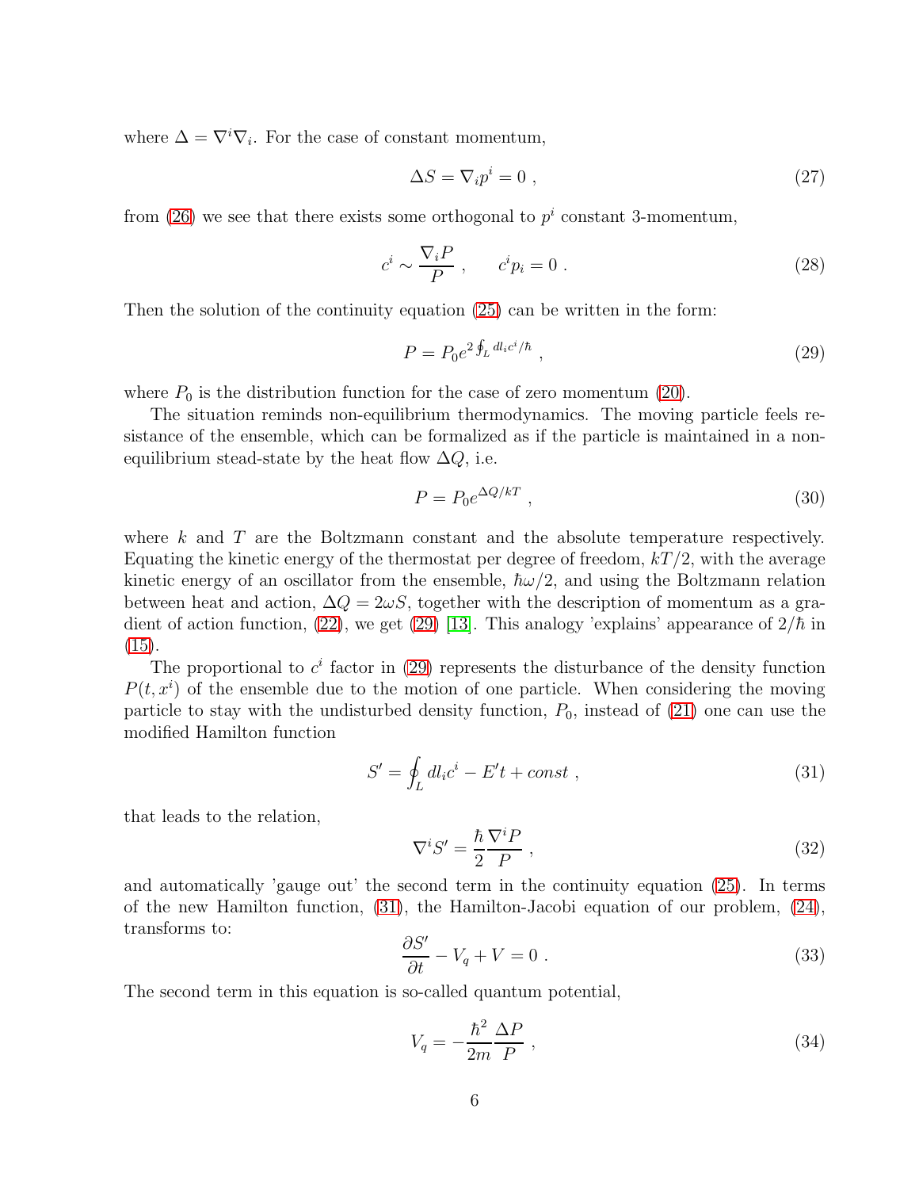where $\Delta = \nabla^i \nabla_i$. For the case of constant momentum,

$$\Delta S = \nabla_i p^i = 0 \ , \tag{27}$$

from (26) we see that there exists some orthogonal to $p^i$ constant 3-momentum,

$$c^i \sim \frac{\nabla_i P}{P} \ , \qquad c^i p_i = 0 \ . \tag{28}$$

Then the solution of the continuity equation (25) can be written in the form:

$$P = P_0 e^{2\oint_L dl_i c^i/\hbar} \ , \tag{29}$$

where $P_0$ is the distribution function for the case of zero momentum (20).

The situation reminds non-equilibrium thermodynamics. The moving particle feels resistance of the ensemble, which can be formalized as if the particle is maintained in a non-equilibrium stead-state by the heat flow $\Delta Q$, i.e.

$$P = P_0 e^{\Delta Q/kT} \ , \tag{30}$$

where $k$ and $T$ are the Boltzmann constant and the absolute temperature respectively. Equating the kinetic energy of the thermostat per degree of freedom, $kT/2$, with the average kinetic energy of an oscillator from the ensemble, $\hbar\omega/2$, and using the Boltzmann relation between heat and action, $\Delta Q = 2\omega S$, together with the description of momentum as a gradient of action function, (22), we get (29) [13]. This analogy 'explains' appearance of $2/\hbar$ in (15).

The proportional to $c^i$ factor in (29) represents the disturbance of the density function $P(t, x^i)$ of the ensemble due to the motion of one particle. When considering the moving particle to stay with the undisturbed density function, $P_0$, instead of (21) one can use the modified Hamilton function

$$S' = \oint_L dl_i c^i - E't + const \ , \tag{31}$$

that leads to the relation,

$$\nabla^i S' = \frac{\hbar}{2}\frac{\nabla^i P}{P} \ , \tag{32}$$

and automatically 'gauge out' the second term in the continuity equation (25). In terms of the new Hamilton function, (31), the Hamilton-Jacobi equation of our problem, (24), transforms to:

$$\frac{\partial S'}{\partial t} - V_q + V = 0 \ . \tag{33}$$

The second term in this equation is so-called quantum potential,

$$V_q = -\frac{\hbar^2}{2m}\frac{\Delta P}{P} \ , \tag{34}$$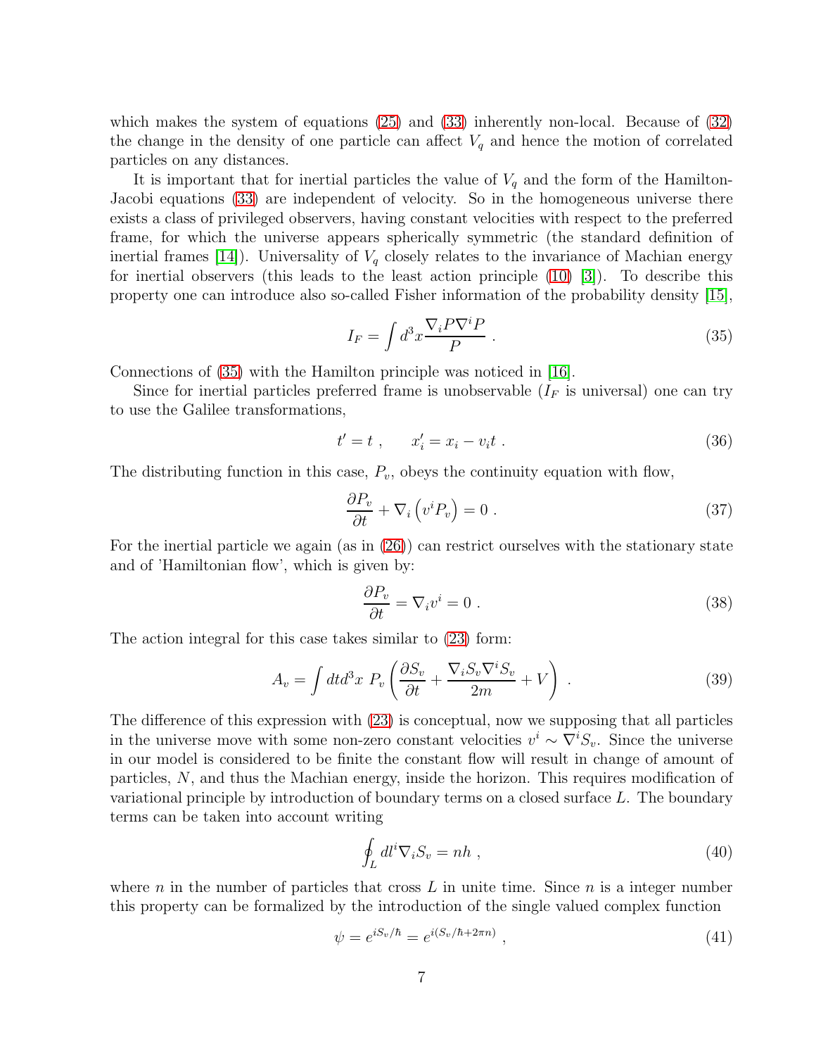which makes the system of equations (25) and (33) inherently non-local. Because of (32) the change in the density of one particle can affect $V_q$ and hence the motion of correlated particles on any distances.

It is important that for inertial particles the value of $V_q$ and the form of the Hamilton-Jacobi equations (33) are independent of velocity. So in the homogeneous universe there exists a class of privileged observers, having constant velocities with respect to the preferred frame, for which the universe appears spherically symmetric (the standard definition of inertial frames [14]). Universality of $V_q$ closely relates to the invariance of Machian energy for inertial observers (this leads to the least action principle (10) [3]). To describe this property one can introduce also so-called Fisher information of the probability density [15],

$$I_F = \int d^3x \frac{\nabla_i P \nabla^i P}{P} \ . \tag{35}$$

Connections of (35) with the Hamilton principle was noticed in [16].

Since for inertial particles preferred frame is unobservable ($I_F$ is universal) one can try to use the Galilee transformations,

$$t' = t \ , \qquad x'_i = x_i - v_i t \ . \tag{36}$$

The distributing function in this case, $P_v$, obeys the continuity equation with flow,

$$\frac{\partial P_v}{\partial t} + \nabla_i \left( v^i P_v \right) = 0 \ . \tag{37}$$

For the inertial particle we again (as in (26)) can restrict ourselves with the stationary state and of 'Hamiltonian flow', which is given by:

$$\frac{\partial P_v}{\partial t} = \nabla_i v^i = 0 \ . \tag{38}$$

The action integral for this case takes similar to (23) form:

$$A_v = \int dt d^3x \ P_v \left( \frac{\partial S_v}{\partial t} + \frac{\nabla_i S_v \nabla^i S_v}{2m} + V \right) \ . \tag{39}$$

The difference of this expression with (23) is conceptual, now we supposing that all particles in the universe move with some non-zero constant velocities $v^i \sim \nabla^i S_v$. Since the universe in our model is considered to be finite the constant flow will result in change of amount of particles, $N$, and thus the Machian energy, inside the horizon. This requires modification of variational principle by introduction of boundary terms on a closed surface $L$. The boundary terms can be taken into account writing

$$\oint_L dl^i \nabla_i S_v = nh \ , \tag{40}$$

where $n$ in the number of particles that cross $L$ in unite time. Since $n$ is a integer number this property can be formalized by the introduction of the single valued complex function

$$\psi = e^{iS_v/\hbar} = e^{i(S_v/\hbar + 2\pi n)} \ , \tag{41}$$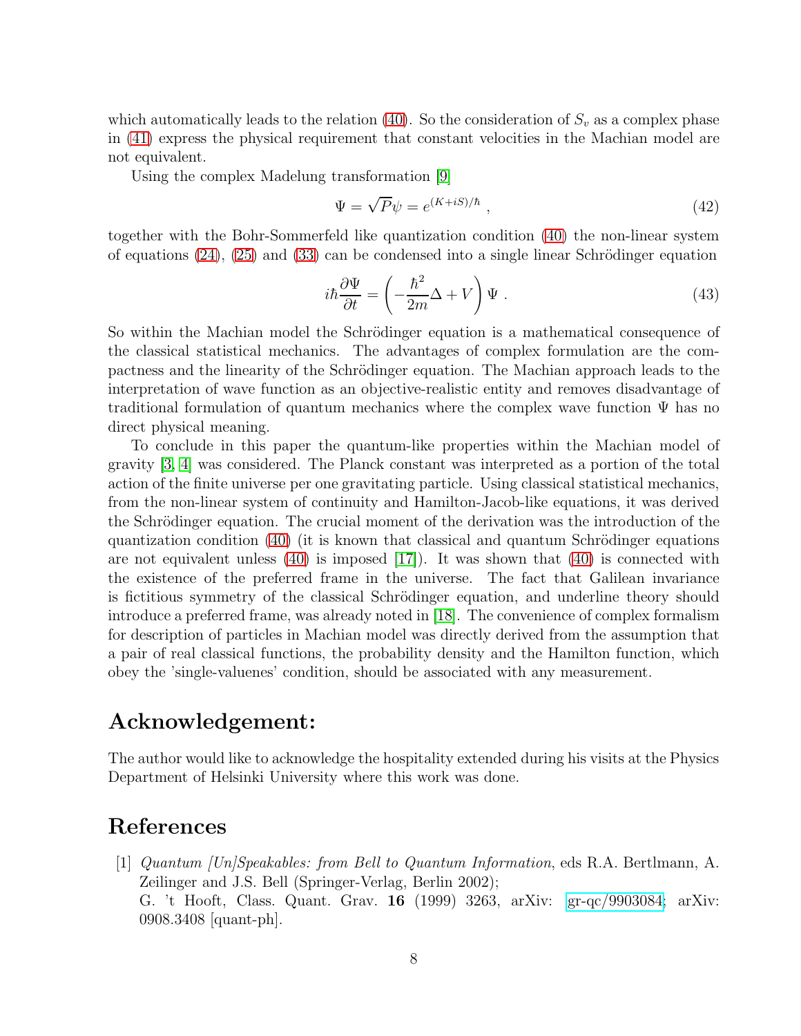which automatically leads to the relation (40). So the consideration of $S_v$ as a complex phase in (41) express the physical requirement that constant velocities in the Machian model are not equivalent.

Using the complex Madelung transformation [9]

$$\Psi = \sqrt{P}\psi = e^{(K+iS)/\hbar} \, , \tag{42}$$

together with the Bohr-Sommerfeld like quantization condition (40) the non-linear system of equations (24), (25) and (33) can be condensed into a single linear Schrödinger equation

$$i\hbar \frac{\partial \Psi}{\partial t} = \left( -\frac{\hbar^2}{2m}\Delta + V \right) \Psi \, . \tag{43}$$

So within the Machian model the Schrödinger equation is a mathematical consequence of the classical statistical mechanics. The advantages of complex formulation are the compactness and the linearity of the Schrödinger equation. The Machian approach leads to the interpretation of wave function as an objective-realistic entity and removes disadvantage of traditional formulation of quantum mechanics where the complex wave function $\Psi$ has no direct physical meaning.

To conclude in this paper the quantum-like properties within the Machian model of gravity [3, 4] was considered. The Planck constant was interpreted as a portion of the total action of the finite universe per one gravitating particle. Using classical statistical mechanics, from the non-linear system of continuity and Hamilton-Jacob-like equations, it was derived the Schrödinger equation. The crucial moment of the derivation was the introduction of the quantization condition (40) (it is known that classical and quantum Schrödinger equations are not equivalent unless (40) is imposed [17]). It was shown that (40) is connected with the existence of the preferred frame in the universe. The fact that Galilean invariance is fictitious symmetry of the classical Schrödinger equation, and underline theory should introduce a preferred frame, was already noted in [18]. The convenience of complex formalism for description of particles in Machian model was directly derived from the assumption that a pair of real classical functions, the probability density and the Hamilton function, which obey the 'single-valuenes' condition, should be associated with any measurement.

## Acknowledgement:

The author would like to acknowledge the hospitality extended during his visits at the Physics Department of Helsinki University where this work was done.

## References

[1] *Quantum [Un]Speakables: from Bell to Quantum Information*, eds R.A. Bertlmann, A. Zeilinger and J.S. Bell (Springer-Verlag, Berlin 2002);
G. 't Hooft, Class. Quant. Grav. **16** (1999) 3263, arXiv: gr-qc/9903084; arXiv: 0908.3408 [quant-ph].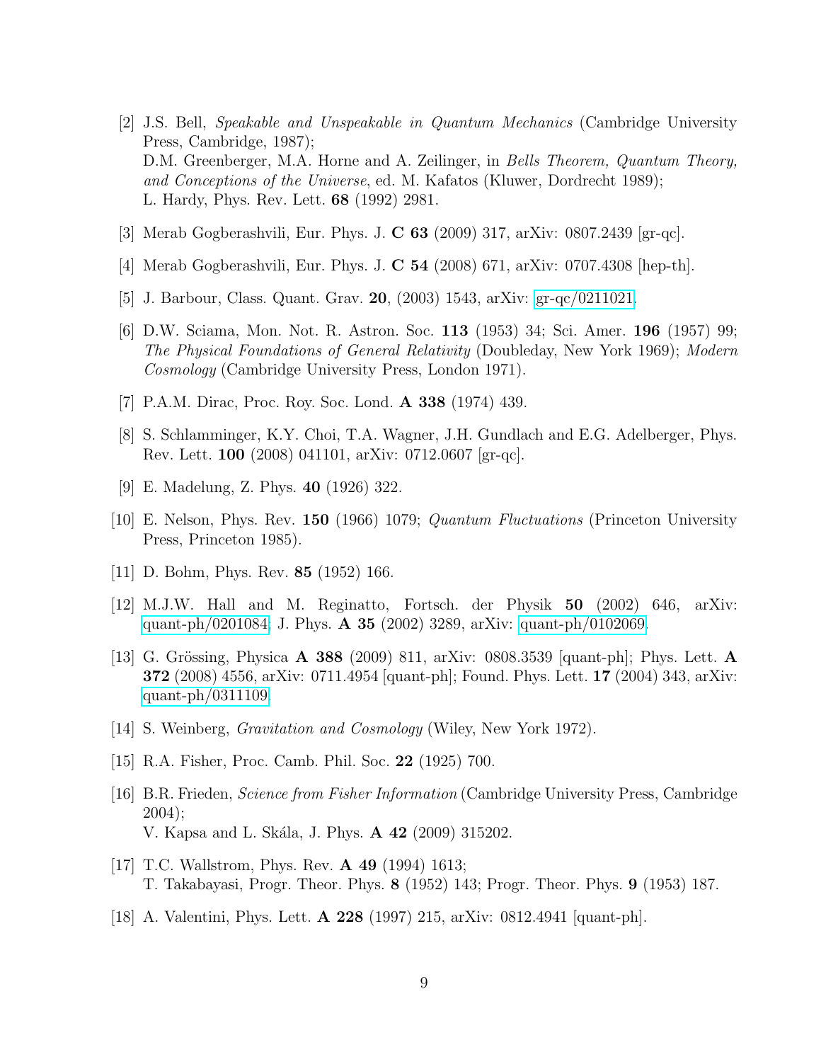[2] J.S. Bell, *Speakable and Unspeakable in Quantum Mechanics* (Cambridge University Press, Cambridge, 1987);
D.M. Greenberger, M.A. Horne and A. Zeilinger, in *Bells Theorem, Quantum Theory, and Conceptions of the Universe*, ed. M. Kafatos (Kluwer, Dordrecht 1989);
L. Hardy, Phys. Rev. Lett. **68** (1992) 2981.

[3] Merab Gogberashvili, Eur. Phys. J. **C 63** (2009) 317, arXiv: 0807.2439 [gr-qc].

[4] Merab Gogberashvili, Eur. Phys. J. **C 54** (2008) 671, arXiv: 0707.4308 [hep-th].

[5] J. Barbour, Class. Quant. Grav. **20**, (2003) 1543, arXiv: gr-qc/0211021.

[6] D.W. Sciama, Mon. Not. R. Astron. Soc. **113** (1953) 34; Sci. Amer. **196** (1957) 99; *The Physical Foundations of General Relativity* (Doubleday, New York 1969); *Modern Cosmology* (Cambridge University Press, London 1971).

[7] P.A.M. Dirac, Proc. Roy. Soc. Lond. **A 338** (1974) 439.

[8] S. Schlamminger, K.Y. Choi, T.A. Wagner, J.H. Gundlach and E.G. Adelberger, Phys. Rev. Lett. **100** (2008) 041101, arXiv: 0712.0607 [gr-qc].

[9] E. Madelung, Z. Phys. **40** (1926) 322.

[10] E. Nelson, Phys. Rev. **150** (1966) 1079; *Quantum Fluctuations* (Princeton University Press, Princeton 1985).

[11] D. Bohm, Phys. Rev. **85** (1952) 166.

[12] M.J.W. Hall and M. Reginatto, Fortsch. der Physik **50** (2002) 646, arXiv: quant-ph/0201084; J. Phys. **A 35** (2002) 3289, arXiv: quant-ph/0102069.

[13] G. Grössing, Physica **A 388** (2009) 811, arXiv: 0808.3539 [quant-ph]; Phys. Lett. **A 372** (2008) 4556, arXiv: 0711.4954 [quant-ph]; Found. Phys. Lett. **17** (2004) 343, arXiv: quant-ph/0311109.

[14] S. Weinberg, *Gravitation and Cosmology* (Wiley, New York 1972).

[15] R.A. Fisher, Proc. Camb. Phil. Soc. **22** (1925) 700.

[16] B.R. Frieden, *Science from Fisher Information* (Cambridge University Press, Cambridge 2004);
V. Kapsa and L. Skála, J. Phys. **A 42** (2009) 315202.

[17] T.C. Wallstrom, Phys. Rev. **A 49** (1994) 1613;
T. Takabayasi, Progr. Theor. Phys. **8** (1952) 143; Progr. Theor. Phys. **9** (1953) 187.

[18] A. Valentini, Phys. Lett. **A 228** (1997) 215, arXiv: 0812.4941 [quant-ph].